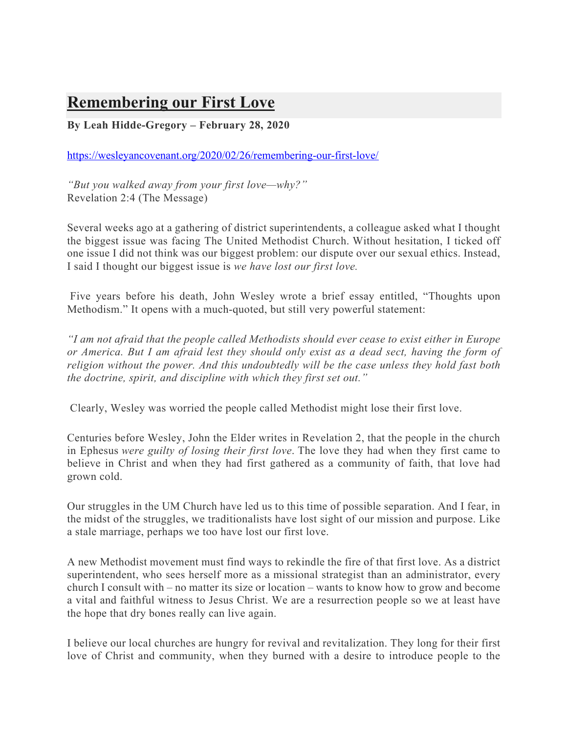# Remembering our First Love

**By Leah Hidde-Gregory – February 28, 2020**

https://wesleyancovenant.org/2020/02/26/remembering-our-first-love/

*"But you walked away from your first love—why?"*
Revelation 2:4 (The Message)

Several weeks ago at a gathering of district superintendents, a colleague asked what I thought the biggest issue was facing The United Methodist Church. Without hesitation, I ticked off one issue I did not think was our biggest problem: our dispute over our sexual ethics. Instead, I said I thought our biggest issue is *we have lost our first love.*

Five years before his death, John Wesley wrote a brief essay entitled, "Thoughts upon Methodism." It opens with a much-quoted, but still very powerful statement:

*"I am not afraid that the people called Methodists should ever cease to exist either in Europe or America. But I am afraid lest they should only exist as a dead sect, having the form of religion without the power. And this undoubtedly will be the case unless they hold fast both the doctrine, spirit, and discipline with which they first set out."*

Clearly, Wesley was worried the people called Methodist might lose their first love.

Centuries before Wesley, John the Elder writes in Revelation 2, that the people in the church in Ephesus *were guilty of losing their first love*. The love they had when they first came to believe in Christ and when they had first gathered as a community of faith, that love had grown cold.

Our struggles in the UM Church have led us to this time of possible separation. And I fear, in the midst of the struggles, we traditionalists have lost sight of our mission and purpose. Like a stale marriage, perhaps we too have lost our first love.

A new Methodist movement must find ways to rekindle the fire of that first love. As a district superintendent, who sees herself more as a missional strategist than an administrator, every church I consult with – no matter its size or location – wants to know how to grow and become a vital and faithful witness to Jesus Christ. We are a resurrection people so we at least have the hope that dry bones really can live again.

I believe our local churches are hungry for revival and revitalization. They long for their first love of Christ and community, when they burned with a desire to introduce people to the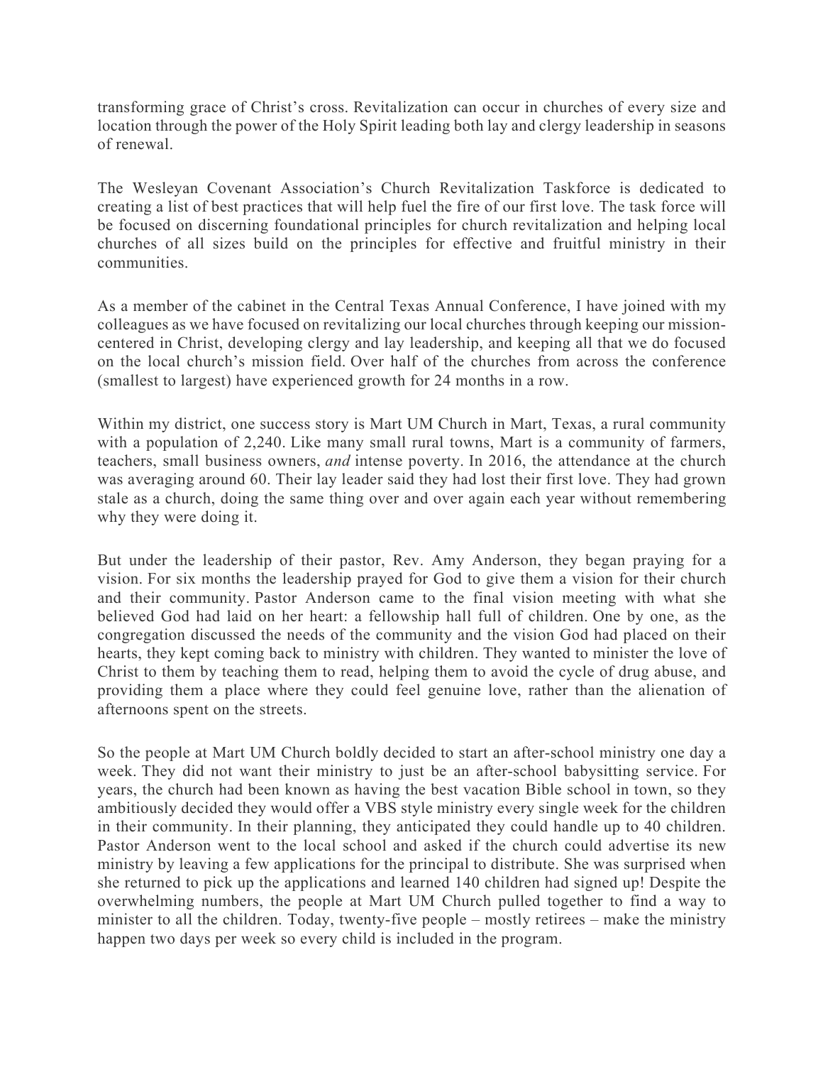transforming grace of Christ's cross. Revitalization can occur in churches of every size and location through the power of the Holy Spirit leading both lay and clergy leadership in seasons of renewal.

The Wesleyan Covenant Association's Church Revitalization Taskforce is dedicated to creating a list of best practices that will help fuel the fire of our first love. The task force will be focused on discerning foundational principles for church revitalization and helping local churches of all sizes build on the principles for effective and fruitful ministry in their communities.

As a member of the cabinet in the Central Texas Annual Conference, I have joined with my colleagues as we have focused on revitalizing our local churches through keeping our mission-centered in Christ, developing clergy and lay leadership, and keeping all that we do focused on the local church's mission field. Over half of the churches from across the conference (smallest to largest) have experienced growth for 24 months in a row.

Within my district, one success story is Mart UM Church in Mart, Texas, a rural community with a population of 2,240. Like many small rural towns, Mart is a community of farmers, teachers, small business owners, *and* intense poverty. In 2016, the attendance at the church was averaging around 60. Their lay leader said they had lost their first love. They had grown stale as a church, doing the same thing over and over again each year without remembering why they were doing it.

But under the leadership of their pastor, Rev. Amy Anderson, they began praying for a vision. For six months the leadership prayed for God to give them a vision for their church and their community. Pastor Anderson came to the final vision meeting with what she believed God had laid on her heart: a fellowship hall full of children. One by one, as the congregation discussed the needs of the community and the vision God had placed on their hearts, they kept coming back to ministry with children. They wanted to minister the love of Christ to them by teaching them to read, helping them to avoid the cycle of drug abuse, and providing them a place where they could feel genuine love, rather than the alienation of afternoons spent on the streets.

So the people at Mart UM Church boldly decided to start an after-school ministry one day a week. They did not want their ministry to just be an after-school babysitting service. For years, the church had been known as having the best vacation Bible school in town, so they ambitiously decided they would offer a VBS style ministry every single week for the children in their community. In their planning, they anticipated they could handle up to 40 children. Pastor Anderson went to the local school and asked if the church could advertise its new ministry by leaving a few applications for the principal to distribute. She was surprised when she returned to pick up the applications and learned 140 children had signed up! Despite the overwhelming numbers, the people at Mart UM Church pulled together to find a way to minister to all the children. Today, twenty-five people – mostly retirees – make the ministry happen two days per week so every child is included in the program.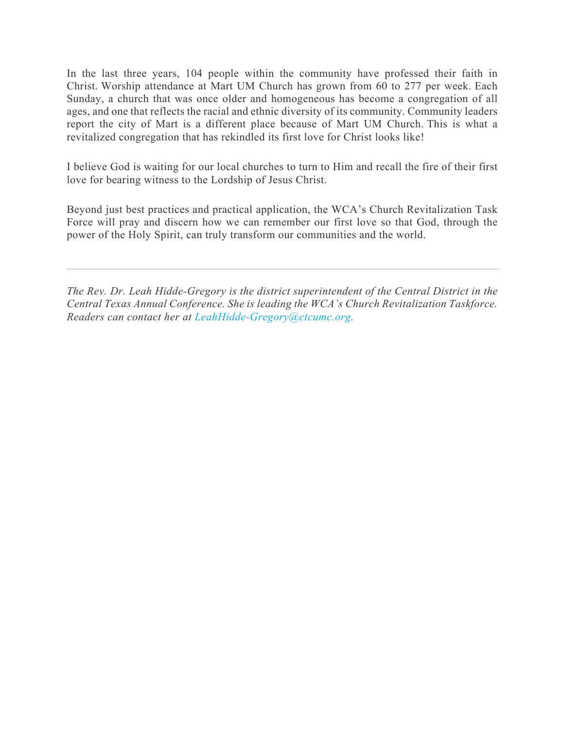In the last three years, 104 people within the community have professed their faith in Christ. Worship attendance at Mart UM Church has grown from 60 to 277 per week. Each Sunday, a church that was once older and homogeneous has become a congregation of all ages, and one that reflects the racial and ethnic diversity of its community. Community leaders report the city of Mart is a different place because of Mart UM Church. This is what a revitalized congregation that has rekindled its first love for Christ looks like!

I believe God is waiting for our local churches to turn to Him and recall the fire of their first love for bearing witness to the Lordship of Jesus Christ.

Beyond just best practices and practical application, the WCA's Church Revitalization Task Force will pray and discern how we can remember our first love so that God, through the power of the Holy Spirit, can truly transform our communities and the world.

---

*The Rev. Dr. Leah Hidde-Gregory is the district superintendent of the Central District in the Central Texas Annual Conference. She is leading the WCA's Church Revitalization Taskforce. Readers can contact her at LeahHidde-Gregory@ctcumc.org.*